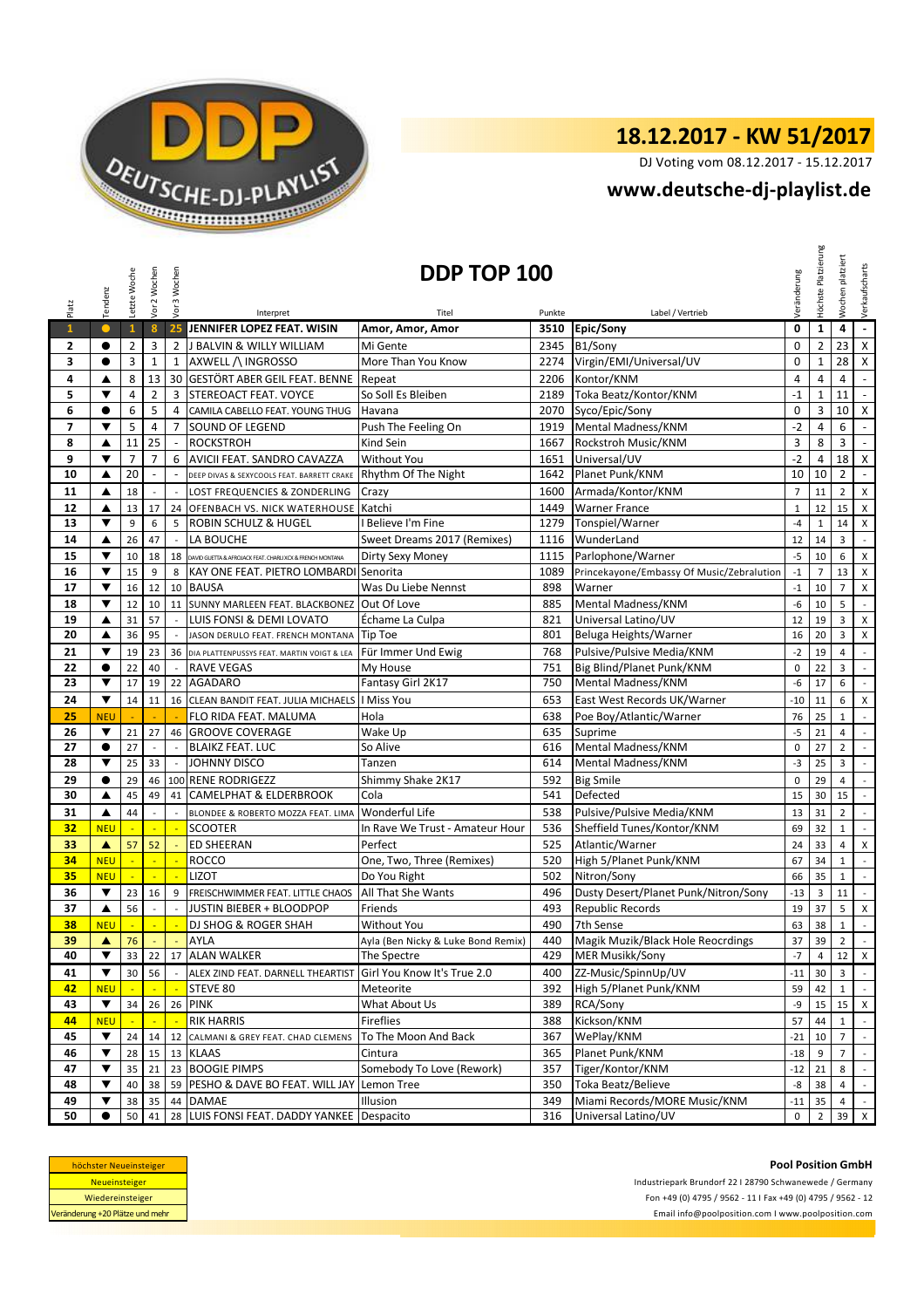# 18.12.2017 - KW 51/2017

DJ Voting vom 08.12.2017 - 15.12.2017

## www.deutsche-dj-playlist.de

## DDP TOP 100

| Platz | Tendenz | Letzte Woche | Vor 2 Wochen | Vor 3 Wochen | Interpret | Titel | Punkte | Label / Vertrieb | Veränderung | Höchste Platzierung | Wochen platziert | Verkaufscharts |
|---|---|---|---|---|---|---|---|---|---|---|---|---|
| 1 | ● | 1 | 8 | 25 | JENNIFER LOPEZ FEAT. WISIN | Amor, Amor, Amor | 3510 | Epic/Sony | 0 | 1 | 4 | - |
| 2 | ● | 2 | 3 | 2 | J BALVIN & WILLY WILLIAM | Mi Gente | 2345 | B1/Sony | 0 | 2 | 23 | X |
| 3 | ● | 3 | 1 | 1 | AXWELL /\ INGROSSO | More Than You Know | 2274 | Virgin/EMI/Universal/UV | 0 | 1 | 28 | X |
| 4 | ▲ | 8 | 13 | 30 | GESTÖRT ABER GEIL FEAT. BENNE | Repeat | 2206 | Kontor/KNM | 4 | 4 | 4 | - |
| 5 | ▼ | 4 | 2 | 3 | STEREOACT FEAT. VOYCE | So Soll Es Bleiben | 2189 | Toka Beatz/Kontor/KNM | -1 | 1 | 11 | - |
| 6 | ● | 6 | 5 | 4 | CAMILA CABELLO FEAT. YOUNG THUG | Havana | 2070 | Syco/Epic/Sony | 0 | 3 | 10 | X |
| 7 | ▼ | 5 | 4 | 7 | SOUND OF LEGEND | Push The Feeling On | 1919 | Mental Madness/KNM | -2 | 4 | 6 | - |
| 8 | ▲ | 11 | 25 | - | ROCKSTROH | Kind Sein | 1667 | Rockstroh Music/KNM | 3 | 8 | 3 | - |
| 9 | ▼ | 7 | 7 | 6 | AVICII FEAT. SANDRO CAVAZZA | Without You | 1651 | Universal/UV | -2 | 4 | 18 | X |
| 10 | ▲ | 20 | - | - | DEEP DIVAS & SEXYCOOLS FEAT. BARRETT CRAKE | Rhythm Of The Night | 1642 | Planet Punk/KNM | 10 | 10 | 2 | - |
| 11 | ▲ | 18 | - | - | LOST FREQUENCIES & ZONDERLING | Crazy | 1600 | Armada/Kontor/KNM | 7 | 11 | 2 | X |
| 12 | ▲ | 13 | 17 | 24 | OFENBACH VS. NICK WATERHOUSE | Katchi | 1449 | Warner France | 1 | 12 | 15 | X |
| 13 | ▼ | 9 | 6 | 5 | ROBIN SCHULZ & HUGEL | I Believe I'm Fine | 1279 | Tonspiel/Warner | -4 | 1 | 14 | X |
| 14 | ▲ | 26 | 47 | - | LA BOUCHE | Sweet Dreams 2017 (Remixes) | 1116 | WunderLand | 12 | 14 | 3 | - |
| 15 | ▼ | 10 | 18 | 18 | DAVID GUETTA & AFROJACK FEAT. CHARLI XCX & FRENCH MONTANA | Dirty Sexy Money | 1115 | Parlophone/Warner | -5 | 10 | 6 | X |
| 16 | ▼ | 15 | 9 | 8 | KAY ONE FEAT. PIETRO LOMBARDI | Senorita | 1089 | Princekayone/Embassy Of Music/Zebralution | -1 | 7 | 13 | X |
| 17 | ▼ | 16 | 12 | 10 | BAUSA | Was Du Liebe Nennst | 898 | Warner | -1 | 10 | 7 | X |
| 18 | ▼ | 12 | 10 | 11 | SUNNY MARLEEN FEAT. BLACKBONEZ | Out Of Love | 885 | Mental Madness/KNM | -6 | 10 | 5 | - |
| 19 | ▲ | 31 | 57 | - | LUIS FONSI & DEMI LOVATO | Échame La Culpa | 821 | Universal Latino/UV | 12 | 19 | 3 | X |
| 20 | ▲ | 36 | 95 | - | JASON DERULO FEAT. FRENCH MONTANA | Tip Toe | 801 | Beluga Heights/Warner | 16 | 20 | 3 | X |
| 21 | ▼ | 19 | 23 | 36 | DIA PLATTENPUSSYS FEAT. MARTIN VOIGT & LEA | Für Immer Und Ewig | 768 | Pulsive/Pulsive Media/KNM | -2 | 19 | 4 | - |
| 22 | ● | 22 | 40 | - | RAVE VEGAS | My House | 751 | Big Blind/Planet Punk/KNM | 0 | 22 | 3 | - |
| 23 | ▼ | 17 | 19 | 22 | AGADARO | Fantasy Girl 2K17 | 750 | Mental Madness/KNM | -6 | 17 | 6 | - |
| 24 | ▼ | 14 | 11 | 16 | CLEAN BANDIT FEAT. JULIA MICHAELS | I Miss You | 653 | East West Records UK/Warner | -10 | 11 | 6 | X |
| 25 | NEU | - | - | - | FLO RIDA FEAT. MALUMA | Hola | 638 | Poe Boy/Atlantic/Warner | 76 | 25 | 1 | - |
| 26 | ▼ | 21 | 27 | 46 | GROOVE COVERAGE | Wake Up | 635 | Suprime | -5 | 21 | 4 | - |
| 27 | ● | 27 | - | - | BLAIKZ FEAT. LUC | So Alive | 616 | Mental Madness/KNM | 0 | 27 | 2 | - |
| 28 | ▼ | 25 | 33 | - | JOHNNY DISCO | Tanzen | 614 | Mental Madness/KNM | -3 | 25 | 3 | - |
| 29 | ● | 29 | 46 | 100 | RENE RODRIGEZZ | Shimmy Shake 2K17 | 592 | Big Smile | 0 | 29 | 4 | - |
| 30 | ▲ | 45 | 49 | 41 | CAMELPHAT & ELDERBROOK | Cola | 541 | Defected | 15 | 30 | 15 | - |
| 31 | ▲ | 44 | - | - | BLONDEE & ROBERTO MOZZA FEAT. LIMA | Wonderful Life | 538 | Pulsive/Pulsive Media/KNM | 13 | 31 | 2 | - |
| 32 | NEU | - | - | - | SCOOTER | In Rave We Trust - Amateur Hour | 536 | Sheffield Tunes/Kontor/KNM | 69 | 32 | 1 | - |
| 33 | ▲ | 57 | 52 | - | ED SHEERAN | Perfect | 525 | Atlantic/Warner | 24 | 33 | 4 | X |
| 34 | NEU | - | - | - | ROCCO | One, Two, Three (Remixes) | 520 | High 5/Planet Punk/KNM | 67 | 34 | 1 | - |
| 35 | NEU | - | - | - | LIZOT | Do You Right | 502 | Nitron/Sony | 66 | 35 | 1 | - |
| 36 | ▼ | 23 | 16 | 9 | FREISCHWIMMER FEAT. LITTLE CHAOS | All That She Wants | 496 | Dusty Desert/Planet Punk/Nitron/Sony | -13 | 3 | 11 | - |
| 37 | ▲ | 56 | - | - | JUSTIN BIEBER + BLOODPOP | Friends | 493 | Republic Records | 19 | 37 | 5 | X |
| 38 | NEU | - | - | - | DJ SHOG & ROGER SHAH | Without You | 490 | 7th Sense | 63 | 38 | 1 | - |
| 39 | ▲ | 76 | - | - | AYLA | Ayla (Ben Nicky & Luke Bond Remix) | 440 | Magik Muzik/Black Hole Reocrdings | 37 | 39 | 2 | - |
| 40 | ▼ | 33 | 22 | 17 | ALAN WALKER | The Spectre | 429 | MER Musikk/Sony | -7 | 4 | 12 | X |
| 41 | ▼ | 30 | 56 | - | ALEX ZIND FEAT. DARNELL THEARTIST | Girl You Know It's True 2.0 | 400 | ZZ-Music/SpinnUp/UV | -11 | 30 | 3 | - |
| 42 | NEU | - | - | - | STEVE 80 | Meteorite | 392 | High 5/Planet Punk/KNM | 59 | 42 | 1 | - |
| 43 | ▼ | 34 | 26 | 26 | PINK | What About Us | 389 | RCA/Sony | -9 | 15 | 15 | X |
| 44 | NEU | - | - | - | RIK HARRIS | Fireflies | 388 | Kickson/KNM | 57 | 44 | 1 | - |
| 45 | ▼ | 24 | 14 | 12 | CALMANI & GREY FEAT. CHAD CLEMENS | To The Moon And Back | 367 | WePlay/KNM | -21 | 10 | 7 | - |
| 46 | ▼ | 28 | 15 | 13 | KLAAS | Cintura | 365 | Planet Punk/KNM | -18 | 9 | 7 | - |
| 47 | ▼ | 35 | 21 | 23 | BOOGIE PIMPS | Somebody To Love (Rework) | 357 | Tiger/Kontor/KNM | -12 | 21 | 8 | - |
| 48 | ▼ | 40 | 38 | 59 | PESHO & DAVE BO FEAT. WILL JAY | Lemon Tree | 350 | Toka Beatz/Believe | -8 | 38 | 4 | - |
| 49 | ▼ | 38 | 35 | 44 | DAMAE | Illusion | 349 | Miami Records/MORE Music/KNM | -11 | 35 | 4 | - |
| 50 | ● | 50 | 41 | 28 | LUIS FONSI FEAT. DADDY YANKEE | Despacito | 316 | Universal Latino/UV | 0 | 2 | 39 | X |

| Legende |
|---|
| höchster Neueinsteiger |
| Neueinsteiger |
| Wiedereinsteiger |
| Veränderung +20 Plätze und mehr |

**Pool Position GmbH**

Industriepark Brundorf 22 I 28790 Schwanewede / Germany

Fon +49 (0) 4795 / 9562 - 11 I Fax +49 (0) 4795 / 9562 - 12

Email info@poolposition.com I www.poolposition.com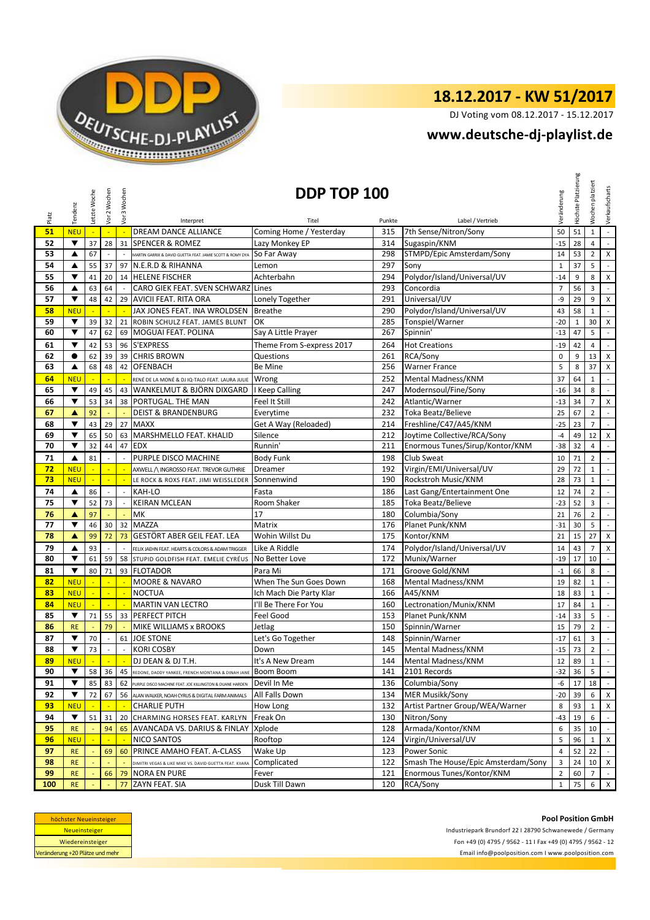# 18.12.2017 - KW 51/2017

DJ Voting vom 08.12.2017 - 15.12.2017

## www.deutsche-dj-playlist.de

## DDP TOP 100

| Platz | Tendenz | Letzte Woche | Vor 2 Wochen | Vor 3 Wochen | Interpret | Titel | Punkte | Label / Vertrieb | Veränderung | Höchste Platzierung | Wochen platziert | Verkaufscharts |
|---|---|---|---|---|---|---|---|---|---|---|---|---|
| 51 | NEU | - | - | - | DREAM DANCE ALLIANCE | Coming Home / Yesterday | 315 | 7th Sense/Nitron/Sony | 50 | 51 | 1 | - |
| 52 | ▼ | 37 | 28 | 31 | SPENCER & ROMEZ | Lazy Monkey EP | 314 | Sugaspin/KNM | -15 | 28 | 4 | - |
| 53 | ▲ | 67 | - | - | MARTIN GARRIX & DAVID GUETTA FEAT. JAMIE SCOTT & ROMY DYA | So Far Away | 298 | STMPD/Epic Amsterdam/Sony | 14 | 53 | 2 | X |
| 54 | ▲ | 55 | 37 | 97 | N.E.R.D & RIHANNA | Lemon | 297 | Sony | 1 | 37 | 5 | - |
| 55 | ▼ | 41 | 20 | 14 | HELENE FISCHER | Achterbahn | 294 | Polydor/Island/Universal/UV | -14 | 9 | 8 | X |
| 56 | ▲ | 63 | 64 | - | CARO GIEK FEAT. SVEN SCHWARZ | Lines | 293 | Concordia | 7 | 56 | 3 | - |
| 57 | ▼ | 48 | 42 | 29 | AVICII FEAT. RITA ORA | Lonely Together | 291 | Universal/UV | -9 | 29 | 9 | X |
| 58 | NEU | - | - | - | JAX JONES FEAT. INA WROLDSEN | Breathe | 290 | Polydor/Island/Universal/UV | 43 | 58 | 1 | - |
| 59 | ▼ | 39 | 32 | 21 | ROBIN SCHULZ FEAT. JAMES BLUNT | OK | 285 | Tonspiel/Warner | -20 | 1 | 30 | X |
| 60 | ▼ | 47 | 62 | 69 | MOGUAI FEAT. POLINA | Say A Little Prayer | 267 | Spinnin' | -13 | 47 | 5 | - |
| 61 | ▼ | 42 | 53 | 96 | S'EXPRESS | Theme From S-express 2017 | 264 | Hot Creations | -19 | 42 | 4 | - |
| 62 | ● | 62 | 39 | 39 | CHRIS BROWN | Questions | 261 | RCA/Sony | 0 | 9 | 13 | X |
| 63 | ▲ | 68 | 48 | 42 | OFENBACH | Be Mine | 256 | Warner France | 5 | 8 | 37 | X |
| 64 | NEU | - | - | - | RENÉ DE LA MONÉ & DJ IQ-TALO FEAT. LAURA JULIE | Wrong | 252 | Mental Madness/KNM | 37 | 64 | 1 | - |
| 65 | ▼ | 49 | 45 | 43 | WANKELMUT & BJÖRN DIXGARD | I Keep Calling | 247 | Modernsoul/Fine/Sony | -16 | 34 | 8 | - |
| 66 | ▼ | 53 | 34 | 38 | PORTUGAL. THE MAN | Feel It Still | 242 | Atlantic/Warner | -13 | 34 | 7 | X |
| 67 | ▲ | 92 | - | - | DEIST & BRANDENBURG | Everytime | 232 | Toka Beatz/Believe | 25 | 67 | 2 | - |
| 68 | ▼ | 43 | 29 | 27 | MAXX | Get A Way (Reloaded) | 214 | Freshline/C47/A45/KNM | -25 | 23 | 7 | - |
| 69 | ▼ | 65 | 50 | 63 | MARSHMELLO FEAT. KHALID | Silence | 212 | Joytime Collective/RCA/Sony | -4 | 49 | 12 | X |
| 70 | ▼ | 32 | 44 | 47 | EDX | Runnin' | 211 | Enormous Tunes/Sirup/Kontor/KNM | -38 | 32 | 4 | - |
| 71 | ▲ | 81 | - | - | PURPLE DISCO MACHINE | Body Funk | 198 | Club Sweat | 10 | 71 | 2 | - |
| 72 | NEU | - | - | - | AXWELL /\ INGROSSO FEAT. TREVOR GUTHRIE | Dreamer | 192 | Virgin/EMI/Universal/UV | 29 | 72 | 1 | - |
| 73 | NEU | - | - | - | LE ROCK & ROXS FEAT. JIMI WEISSLEDER | Sonnenwind | 190 | Rockstroh Music/KNM | 28 | 73 | 1 | - |
| 74 | ▲ | 86 | - | - | KAH-LO | Fasta | 186 | Last Gang/Entertainment One | 12 | 74 | 2 | - |
| 75 | ▼ | 52 | 73 | - | KEIRAN MCLEAN | Room Shaker | 185 | Toka Beatz/Believe | -23 | 52 | 3 | - |
| 76 | ▲ | 97 | - | - | MK | 17 | 180 | Columbia/Sony | 21 | 76 | 2 | - |
| 77 | ▼ | 46 | 30 | 32 | MAZZA | Matrix | 176 | Planet Punk/KNM | -31 | 30 | 5 | - |
| 78 | ▲ | 99 | 72 | 73 | GESTÖRT ABER GEIL FEAT. LEA | Wohin Willst Du | 175 | Kontor/KNM | 21 | 15 | 27 | X |
| 79 | ▲ | 93 | - | - | FELIX JAEHN FEAT. HEARTS & COLORS & ADAM TRIGGER | Like A Riddle | 174 | Polydor/Island/Universal/UV | 14 | 43 | 7 | X |
| 80 | ▼ | 61 | 59 | 58 | STUPID GOLDFISH FEAT. EMELIE CYRÉUS | No Better Love | 172 | Munix/Warner | -19 | 17 | 10 | - |
| 81 | ▼ | 80 | 71 | 93 | FLOTADOR | Para Mi | 171 | Groove Gold/KNM | -1 | 66 | 8 | - |
| 82 | NEU | - | - | - | MOORE & NAVARO | When The Sun Goes Down | 168 | Mental Madness/KNM | 19 | 82 | 1 | - |
| 83 | NEU | - | - | - | NOCTUA | Ich Mach Die Party Klar | 166 | A45/KNM | 18 | 83 | 1 | - |
| 84 | NEU | - | - | - | MARTIN VAN LECTRO | I'll Be There For You | 160 | Lectronation/Munix/KNM | 17 | 84 | 1 | - |
| 85 | ▼ | 71 | 55 | 33 | PERFECT PITCH | Feel Good | 153 | Planet Punk/KNM | -14 | 33 | 5 | - |
| 86 | RE | - | 79 | - | MIKE WILLIAMS x BROOKS | Jetlag | 150 | Spinnin/Warner | 15 | 79 | 2 | - |
| 87 | ▼ | 70 | - | 61 | JOE STONE | Let's Go Together | 148 | Spinnin/Warner | -17 | 61 | 3 | - |
| 88 | ▼ | 73 | - | - | KORI COSBY | Down | 145 | Mental Madness/KNM | -15 | 73 | 2 | - |
| 89 | NEU | - | - | - | DJ DEAN & DJ T.H. | It's A New Dream | 144 | Mental Madness/KNM | 12 | 89 | 1 | - |
| 90 | ▼ | 58 | 36 | 45 | REDONE, DADDY YANKEE, FRENCH MONTANA & DINAH JANE | Boom Boom | 141 | 2101 Records | -32 | 36 | 5 | - |
| 91 | ▼ | 85 | 83 | 62 | PURPLE DISCO MACHINE FEAT. JOE KILLINGTON & DUANE HARDEN | Devil In Me | 136 | Columbia/Sony | -6 | 17 | 18 | - |
| 92 | ▼ | 72 | 67 | 56 | ALAN WALKER, NOAH CYRUS & DIGITAL FARM ANIMALS | All Falls Down | 134 | MER Musikk/Sony | -20 | 39 | 6 | X |
| 93 | NEU | - | - | - | CHARLIE PUTH | How Long | 132 | Artist Partner Group/WEA/Warner | 8 | 93 | 1 | X |
| 94 | ▼ | 51 | 31 | 20 | CHARMING HORSES FEAT. KARLYN | Freak On | 130 | Nitron/Sony | -43 | 19 | 6 | - |
| 95 | RE | - | 94 | 65 | AVANCADA VS. DARIUS & FINLAY | Xplode | 128 | Armada/Kontor/KNM | 6 | 35 | 10 | - |
| 96 | NEU | - | - | - | NICO SANTOS | Rooftop | 124 | Virgin/Universal/UV | 5 | 96 | 1 | X |
| 97 | RE | - | 69 | 60 | PRINCE AMAHO FEAT. A-CLASS | Wake Up | 123 | Power Sonic | 4 | 52 | 22 | - |
| 98 | RE | - | - | - | DIMITRI VEGAS & LIKE MIKE VS. DAVID GUETTA FEAT. KIIARA | Complicated | 122 | Smash The House/Epic Amsterdam/Sony | 3 | 24 | 10 | X |
| 99 | RE | - | 66 | 79 | NORA EN PURE | Fever | 121 | Enormous Tunes/Kontor/KNM | 2 | 60 | 7 | - |
| 100 | RE | - | - | 77 | ZAYN FEAT. SIA | Dusk Till Dawn | 120 | RCA/Sony | 1 | 75 | 6 | X |

höchster Neueinsteiger
Neueinsteiger
Wiedereinsteiger
Veränderung +20 Plätze und mehr

**Pool Position GmbH**

Industriepark Brundorf 22 I 28790 Schwanewede / Germany

Fon +49 (0) 4795 / 9562 - 11 I Fax +49 (0) 4795 / 9562 - 12

Email info@poolposition.com I www.poolposition.com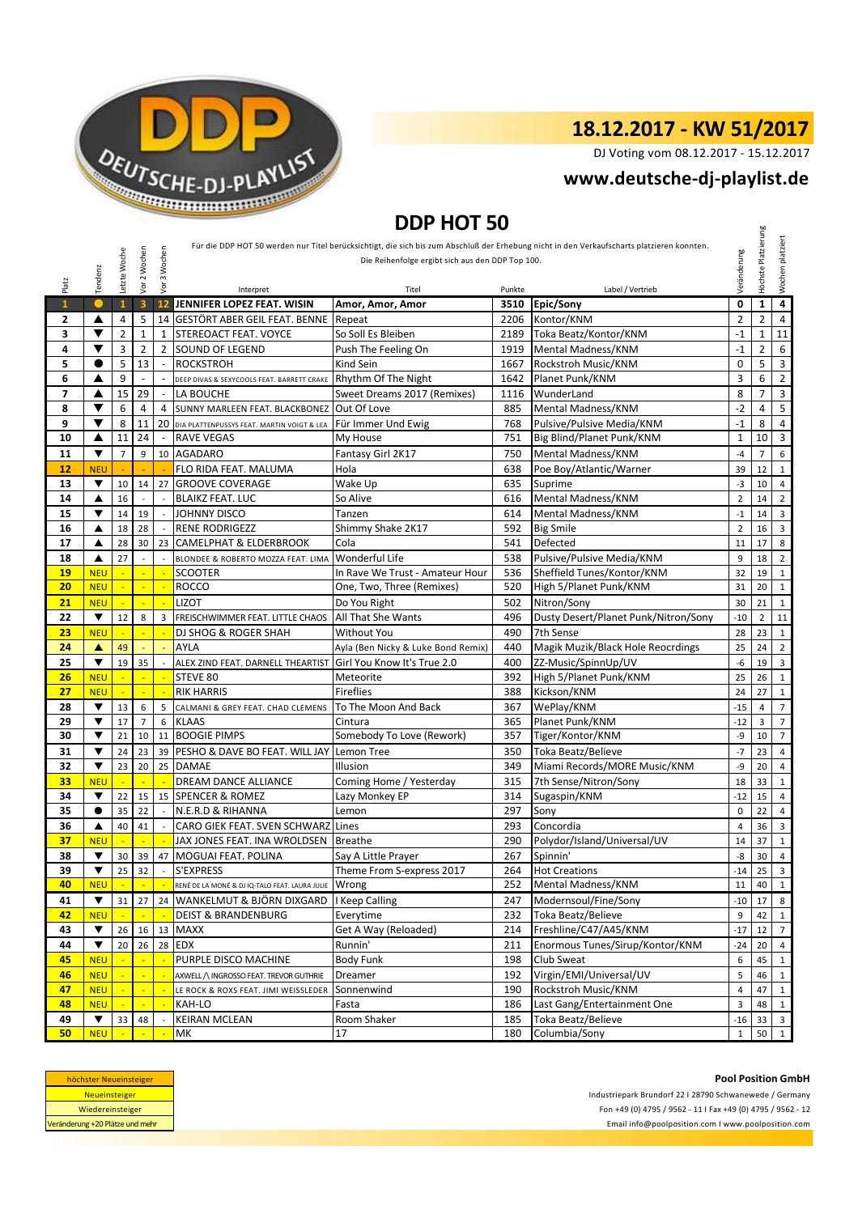# 18.12.2017 - KW 51/2017

DJ Voting vom 08.12.2017 - 15.12.2017

## www.deutsche-dj-playlist.de

## DDP HOT 50

Für die DDP HOT 50 werden nur Titel berücksichtigt, die sich bis zum Abschluß der Erhebung nicht in den Verkaufscharts platzieren konnten.
Die Reihenfolge ergibt sich aus den DDP Top 100.

| Platz | Tendenz | Letzte Woche | Vor 2 Wochen | Vor 3 Wochen | Interpret | Titel | Punkte | Label / Vertrieb | Veränderung | Höchste Platzierung | Wochen platziert |
|---|---|---|---|---|---|---|---|---|---|---|---|
| 1 | ● | 1 | 3 | 12 | JENNIFER LOPEZ FEAT. WISIN | Amor, Amor, Amor | 3510 | Epic/Sony | 0 | 1 | 4 |
| 2 | ▲ | 4 | 5 | 14 | GESTÖRT ABER GEIL FEAT. BENNE | Repeat | 2206 | Kontor/KNM | 2 | 2 | 4 |
| 3 | ▼ | 2 | 1 | 1 | STEREOACT FEAT. VOYCE | So Soll Es Bleiben | 2189 | Toka Beatz/Kontor/KNM | -1 | 1 | 11 |
| 4 | ▼ | 3 | 2 | 2 | SOUND OF LEGEND | Push The Feeling On | 1919 | Mental Madness/KNM | -1 | 2 | 6 |
| 5 | ● | 5 | 13 | - | ROCKSTROH | Kind Sein | 1667 | Rockstroh Music/KNM | 0 | 5 | 3 |
| 6 | ▲ | 9 | - | - | DEEP DIVAS & SEXYCOOLS FEAT. BARRETT CRAKE | Rhythm Of The Night | 1642 | Planet Punk/KNM | 3 | 6 | 2 |
| 7 | ▲ | 15 | 29 | - | LA BOUCHE | Sweet Dreams 2017 (Remixes) | 1116 | WunderLand | 8 | 7 | 3 |
| 8 | ▼ | 6 | 4 | 4 | SUNNY MARLEEN FEAT. BLACKBONEZ | Out Of Love | 885 | Mental Madness/KNM | -2 | 4 | 5 |
| 9 | ▼ | 8 | 11 | 20 | DIA PLATTENPUSSYS FEAT. MARTIN VOIGT & LEA | Für Immer Und Ewig | 768 | Pulsive/Pulsive Media/KNM | -1 | 8 | 4 |
| 10 | ▲ | 11 | 24 | - | RAVE VEGAS | My House | 751 | Big Blind/Planet Punk/KNM | 1 | 10 | 3 |
| 11 | ▼ | 7 | 9 | 10 | AGADARO | Fantasy Girl 2K17 | 750 | Mental Madness/KNM | -4 | 7 | 6 |
| 12 | NEU | - | - | - | FLO RIDA FEAT. MALUMA | Hola | 638 | Poe Boy/Atlantic/Warner | 39 | 12 | 1 |
| 13 | ▼ | 10 | 14 | 27 | GROOVE COVERAGE | Wake Up | 635 | Suprime | -3 | 10 | 4 |
| 14 | ▲ | 16 | - | - | BLAIKZ FEAT. LUC | So Alive | 616 | Mental Madness/KNM | 2 | 14 | 2 |
| 15 | ▼ | 14 | 19 | - | JOHNNY DISCO | Tanzen | 614 | Mental Madness/KNM | -1 | 14 | 3 |
| 16 | ▲ | 18 | 28 | - | RENE RODRIGEZZ | Shimmy Shake 2K17 | 592 | Big Smile | 2 | 16 | 3 |
| 17 | ▲ | 28 | 30 | 23 | CAMELPHAT & ELDERBROOK | Cola | 541 | Defected | 11 | 17 | 8 |
| 18 | ▲ | 27 | - | - | BLONDEE & ROBERTO MOZZA FEAT. LIMA | Wonderful Life | 538 | Pulsive/Pulsive Media/KNM | 9 | 18 | 2 |
| 19 | NEU | - | - | - | SCOOTER | In Rave We Trust - Amateur Hour | 536 | Sheffield Tunes/Kontor/KNM | 32 | 19 | 1 |
| 20 | NEU | - | - | - | ROCCO | One, Two, Three (Remixes) | 520 | High 5/Planet Punk/KNM | 31 | 20 | 1 |
| 21 | NEU | - | - | - | LIZOT | Do You Right | 502 | Nitron/Sony | 30 | 21 | 1 |
| 22 | ▼ | 12 | 8 | 3 | FREISCHWIMMER FEAT. LITTLE CHAOS | All That She Wants | 496 | Dusty Desert/Planet Punk/Nitron/Sony | -10 | 2 | 11 |
| 23 | NEU | - | - | - | DJ SHOG & ROGER SHAH | Without You | 490 | 7th Sense | 28 | 23 | 1 |
| 24 | ▲ | 49 | - | - | AYLA | Ayla (Ben Nicky & Luke Bond Remix) | 440 | Magik Muzik/Black Hole Reocrdings | 25 | 24 | 2 |
| 25 | ▼ | 19 | 35 | - | ALEX ZIND FEAT. DARNELL THEARTIST | Girl You Know It's True 2.0 | 400 | ZZ-Music/SpinnUp/UV | -6 | 19 | 3 |
| 26 | NEU | - | - | - | STEVE 80 | Meteorite | 392 | High 5/Planet Punk/KNM | 25 | 26 | 1 |
| 27 | NEU | - | - | - | RIK HARRIS | Fireflies | 388 | Kickson/KNM | 24 | 27 | 1 |
| 28 | ▼ | 13 | 6 | 5 | CALMANI & GREY FEAT. CHAD CLEMENS | To The Moon And Back | 367 | WePlay/KNM | -15 | 4 | 7 |
| 29 | ▼ | 17 | 7 | 6 | KLAAS | Cintura | 365 | Planet Punk/KNM | -12 | 3 | 7 |
| 30 | ▼ | 21 | 10 | 11 | BOOGIE PIMPS | Somebody To Love (Rework) | 357 | Tiger/Kontor/KNM | -9 | 10 | 7 |
| 31 | ▼ | 24 | 23 | 39 | PESHO & DAVE BO FEAT. WILL JAY | Lemon Tree | 350 | Toka Beatz/Believe | -7 | 23 | 4 |
| 32 | ▼ | 23 | 20 | 25 | DAMAE | Illusion | 349 | Miami Records/MORE Music/KNM | -9 | 20 | 4 |
| 33 | NEU | - | - | - | DREAM DANCE ALLIANCE | Coming Home / Yesterday | 315 | 7th Sense/Nitron/Sony | 18 | 33 | 1 |
| 34 | ▼ | 22 | 15 | 15 | SPENCER & ROMEZ | Lazy Monkey EP | 314 | Sugaspin/KNM | -12 | 15 | 4 |
| 35 | ● | 35 | 22 | - | N.E.R.D & RIHANNA | Lemon | 297 | Sony | 0 | 22 | 4 |
| 36 | ▲ | 40 | 41 | - | CARO GIEK FEAT. SVEN SCHWARZ | Lines | 293 | Concordia | 4 | 36 | 3 |
| 37 | NEU | - | - | - | JAX JONES FEAT. INA WROLDSEN | Breathe | 290 | Polydor/Island/Universal/UV | 14 | 37 | 1 |
| 38 | ▼ | 30 | 39 | 47 | MOGUAI FEAT. POLINA | Say A Little Prayer | 267 | Spinnin' | -8 | 30 | 4 |
| 39 | ▼ | 25 | 32 | - | S'EXPRESS | Theme From S-express 2017 | 264 | Hot Creations | -14 | 25 | 3 |
| 40 | NEU | - | - | - | RENÉ DE LA MONÉ & DJ IQ-TALO FEAT. LAURA JULIE | Wrong | 252 | Mental Madness/KNM | 11 | 40 | 1 |
| 41 | ▼ | 31 | 27 | 24 | WANKELMUT & BJÖRN DIXGARD | I Keep Calling | 247 | Modernsoul/Fine/Sony | -10 | 17 | 8 |
| 42 | NEU | - | - | - | DEIST & BRANDENBURG | Everytime | 232 | Toka Beatz/Believe | 9 | 42 | 1 |
| 43 | ▼ | 26 | 16 | 13 | MAXX | Get A Way (Reloaded) | 214 | Freshline/C47/A45/KNM | -17 | 12 | 7 |
| 44 | ▼ | 20 | 26 | 28 | EDX | Runnin' | 211 | Enormous Tunes/Sirup/Kontor/KNM | -24 | 20 | 4 |
| 45 | NEU | - | - | - | PURPLE DISCO MACHINE | Body Funk | 198 | Club Sweat | 6 | 45 | 1 |
| 46 | NEU | - | - | - | AXWELL /\ INGROSSO FEAT. TREVOR GUTHRIE | Dreamer | 192 | Virgin/EMI/Universal/UV | 5 | 46 | 1 |
| 47 | NEU | - | - | - | LE ROCK & ROXS FEAT. JIMI WEISSLEDER | Sonnenwind | 190 | Rockstroh Music/KNM | 4 | 47 | 1 |
| 48 | NEU | - | - | - | KAH-LO | Fasta | 186 | Last Gang/Entertainment One | 3 | 48 | 1 |
| 49 | ▼ | 33 | 48 | - | KEIRAN MCLEAN | Room Shaker | 185 | Toka Beatz/Believe | -16 | 33 | 3 |
| 50 | NEU | - | - | - | MK | 17 | 180 | Columbia/Sony | 1 | 50 | 1 |

| Legende |
|---|
| höchster Neueinsteiger |
| Neueinsteiger |
| Wiedereinsteiger |
| Veränderung +20 Plätze und mehr |

**Pool Position GmbH**

Industriepark Brundorf 22 I 28790 Schwanewede / Germany
Fon +49 (0) 4795 / 9562 - 11 I Fax +49 (0) 4795 / 9562 - 12
Email info@poolposition.com I www.poolposition.com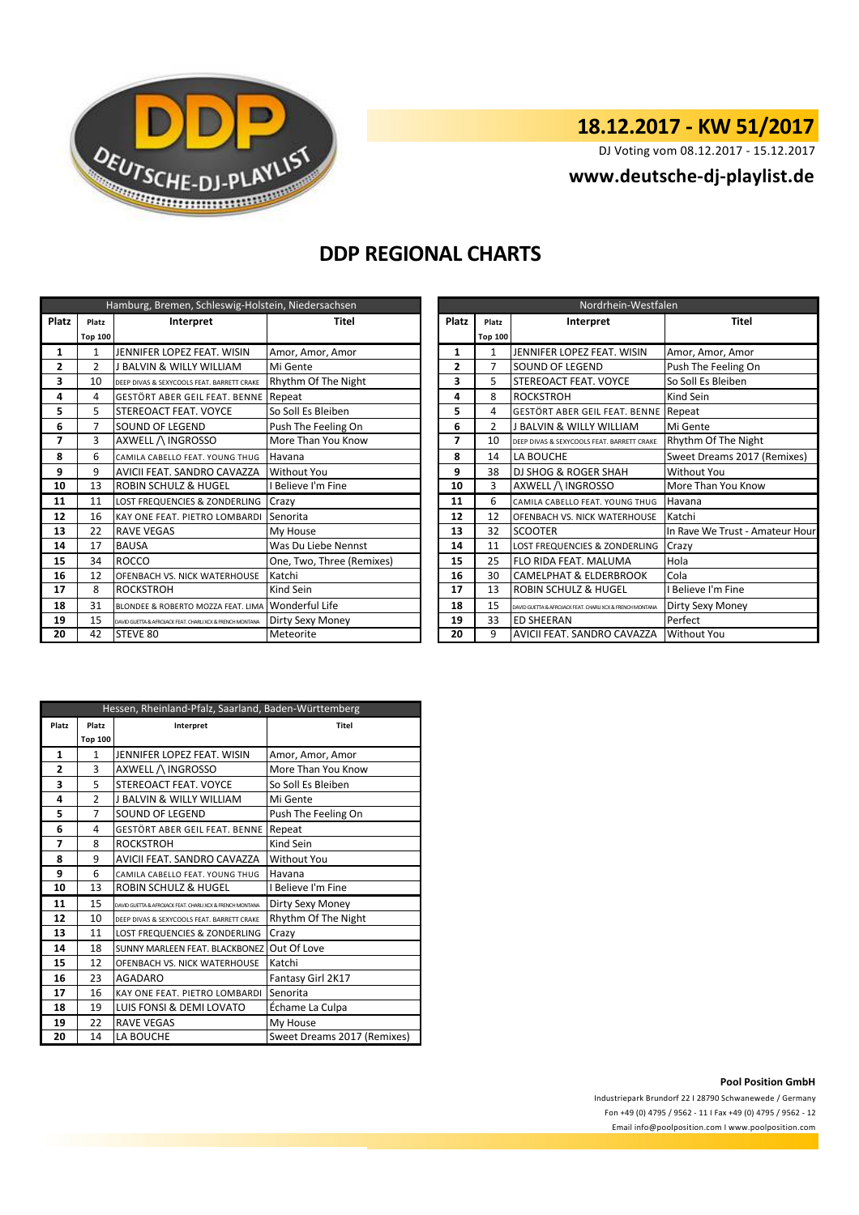# 18.12.2017 - KW 51/2017

DJ Voting vom 08.12.2017 - 15.12.2017

**www.deutsche-dj-playlist.de**

## DDP REGIONAL CHARTS

| Hamburg, Bremen, Schleswig-Holstein, Niedersachsen | | | |
|---|---|---|---|
| Platz | Platz Top 100 | Interpret | Titel |
| 1 | 1 | JENNIFER LOPEZ FEAT. WISIN | Amor, Amor, Amor |
| 2 | 2 | J BALVIN & WILLY WILLIAM | Mi Gente |
| 3 | 10 | DEEP DIVAS & SEXYCOOLS FEAT. BARRETT CRAKE | Rhythm Of The Night |
| 4 | 4 | GESTÖRT ABER GEIL FEAT. BENNE | Repeat |
| 5 | 5 | STEREOACT FEAT. VOYCE | So Soll Es Bleiben |
| 6 | 7 | SOUND OF LEGEND | Push The Feeling On |
| 7 | 3 | AXWELL /\ INGROSSO | More Than You Know |
| 8 | 6 | CAMILA CABELLO FEAT. YOUNG THUG | Havana |
| 9 | 9 | AVICII FEAT. SANDRO CAVAZZA | Without You |
| 10 | 13 | ROBIN SCHULZ & HUGEL | I Believe I'm Fine |
| 11 | 11 | LOST FREQUENCIES & ZONDERLING | Crazy |
| 12 | 16 | KAY ONE FEAT. PIETRO LOMBARDI | Senorita |
| 13 | 22 | RAVE VEGAS | My House |
| 14 | 17 | BAUSA | Was Du Liebe Nennst |
| 15 | 34 | ROCCO | One, Two, Three (Remixes) |
| 16 | 12 | OFENBACH VS. NICK WATERHOUSE | Katchi |
| 17 | 8 | ROCKSTROH | Kind Sein |
| 18 | 31 | BLONDEE & ROBERTO MOZZA FEAT. LIMA | Wonderful Life |
| 19 | 15 | DAVID GUETTA & AFROJACK FEAT. CHARLI XCX & FRENCH MONTANA | Dirty Sexy Money |
| 20 | 42 | STEVE 80 | Meteorite |

| Nordrhein-Westfalen | | | |
|---|---|---|---|
| Platz | Platz Top 100 | Interpret | Titel |
| 1 | 1 | JENNIFER LOPEZ FEAT. WISIN | Amor, Amor, Amor |
| 2 | 7 | SOUND OF LEGEND | Push The Feeling On |
| 3 | 5 | STEREOACT FEAT. VOYCE | So Soll Es Bleiben |
| 4 | 8 | ROCKSTROH | Kind Sein |
| 5 | 4 | GESTÖRT ABER GEIL FEAT. BENNE | Repeat |
| 6 | 2 | J BALVIN & WILLY WILLIAM | Mi Gente |
| 7 | 10 | DEEP DIVAS & SEXYCOOLS FEAT. BARRETT CRAKE | Rhythm Of The Night |
| 8 | 14 | LA BOUCHE | Sweet Dreams 2017 (Remixes) |
| 9 | 38 | DJ SHOG & ROGER SHAH | Without You |
| 10 | 3 | AXWELL /\ INGROSSO | More Than You Know |
| 11 | 6 | CAMILA CABELLO FEAT. YOUNG THUG | Havana |
| 12 | 12 | OFENBACH VS. NICK WATERHOUSE | Katchi |
| 13 | 32 | SCOOTER | In Rave We Trust - Amateur Hour |
| 14 | 11 | LOST FREQUENCIES & ZONDERLING | Crazy |
| 15 | 25 | FLO RIDA FEAT. MALUMA | Hola |
| 16 | 30 | CAMELPHAT & ELDERBROOK | Cola |
| 17 | 13 | ROBIN SCHULZ & HUGEL | I Believe I'm Fine |
| 18 | 15 | DAVID GUETTA & AFROJACK FEAT. CHARLI XCX & FRENCH MONTANA | Dirty Sexy Money |
| 19 | 33 | ED SHEERAN | Perfect |
| 20 | 9 | AVICII FEAT. SANDRO CAVAZZA | Without You |

| Hessen, Rheinland-Pfalz, Saarland, Baden-Württemberg | | | |
|---|---|---|---|
| Platz | Platz Top 100 | Interpret | Titel |
| 1 | 1 | JENNIFER LOPEZ FEAT. WISIN | Amor, Amor, Amor |
| 2 | 3 | AXWELL /\ INGROSSO | More Than You Know |
| 3 | 5 | STEREOACT FEAT. VOYCE | So Soll Es Bleiben |
| 4 | 2 | J BALVIN & WILLY WILLIAM | Mi Gente |
| 5 | 7 | SOUND OF LEGEND | Push The Feeling On |
| 6 | 4 | GESTÖRT ABER GEIL FEAT. BENNE | Repeat |
| 7 | 8 | ROCKSTROH | Kind Sein |
| 8 | 9 | AVICII FEAT. SANDRO CAVAZZA | Without You |
| 9 | 6 | CAMILA CABELLO FEAT. YOUNG THUG | Havana |
| 10 | 13 | ROBIN SCHULZ & HUGEL | I Believe I'm Fine |
| 11 | 15 | DAVID GUETTA & AFROJACK FEAT. CHARLI XCX & FRENCH MONTANA | Dirty Sexy Money |
| 12 | 10 | DEEP DIVAS & SEXYCOOLS FEAT. BARRETT CRAKE | Rhythm Of The Night |
| 13 | 11 | LOST FREQUENCIES & ZONDERLING | Crazy |
| 14 | 18 | SUNNY MARLEEN FEAT. BLACKBONEZ | Out Of Love |
| 15 | 12 | OFENBACH VS. NICK WATERHOUSE | Katchi |
| 16 | 23 | AGADARO | Fantasy Girl 2K17 |
| 17 | 16 | KAY ONE FEAT. PIETRO LOMBARDI | Senorita |
| 18 | 19 | LUIS FONSI & DEMI LOVATO | Échame La Culpa |
| 19 | 22 | RAVE VEGAS | My House |
| 20 | 14 | LA BOUCHE | Sweet Dreams 2017 (Remixes) |

**Pool Position GmbH**

Industriepark Brundorf 22 I 28790 Schwanewede / Germany

Fon +49 (0) 4795 / 9562 - 11 I Fax +49 (0) 4795 / 9562 - 12

Email info@poolposition.com I www.poolposition.com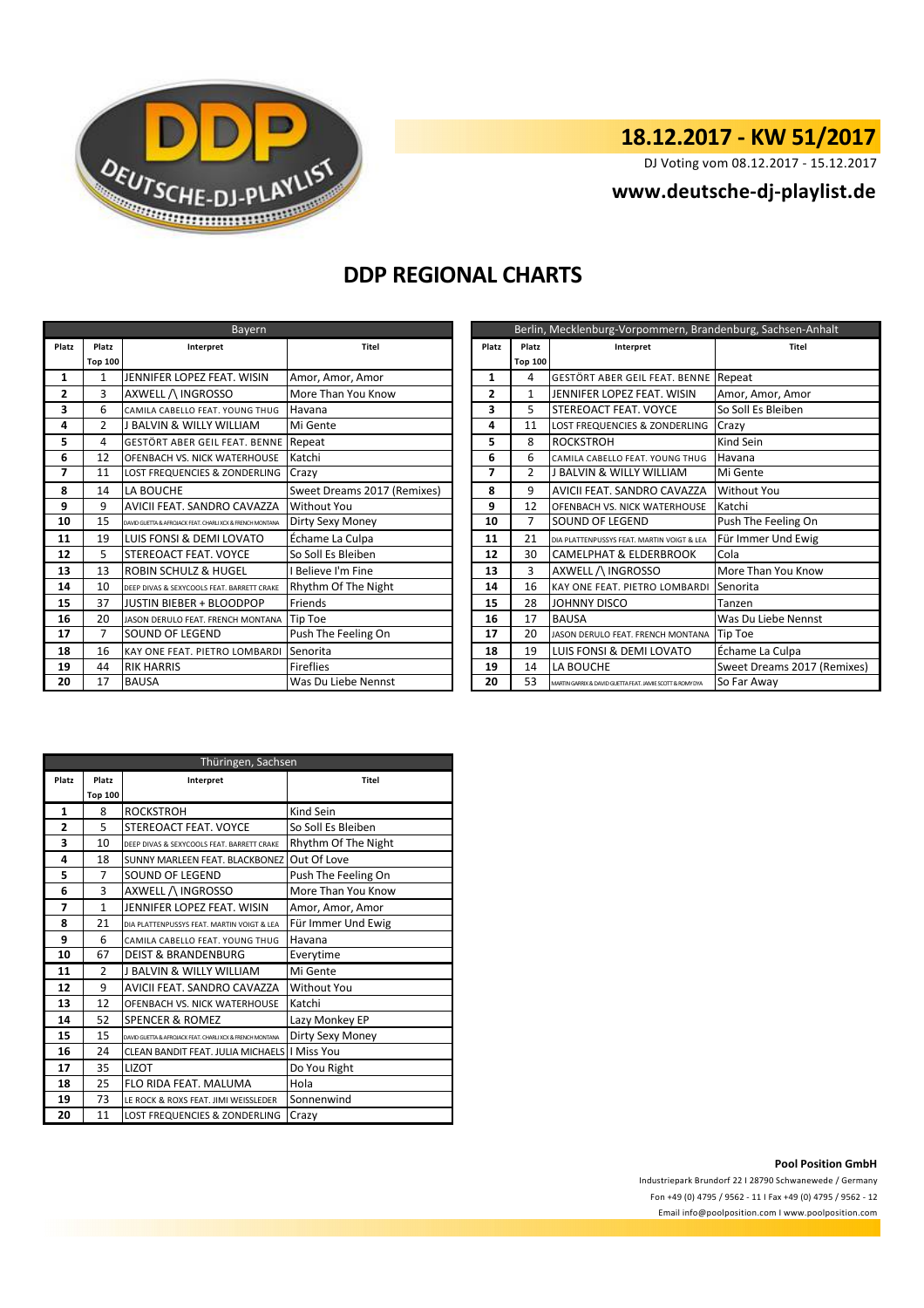## 18.12.2017 - KW 51/2017

DJ Voting vom 08.12.2017 - 15.12.2017

**www.deutsche-dj-playlist.de**

# DDP REGIONAL CHARTS

| Bayern | | | |
|---|---|---|---|
| **Platz** | **Platz Top 100** | **Interpret** | **Titel** |
| 1 | 1 | JENNIFER LOPEZ FEAT. WISIN | Amor, Amor, Amor |
| 2 | 3 | AXWELL /\ INGROSSO | More Than You Know |
| 3 | 6 | CAMILA CABELLO FEAT. YOUNG THUG | Havana |
| 4 | 2 | J BALVIN & WILLY WILLIAM | Mi Gente |
| 5 | 4 | GESTÖRT ABER GEIL FEAT. BENNE | Repeat |
| 6 | 12 | OFENBACH VS. NICK WATERHOUSE | Katchi |
| 7 | 11 | LOST FREQUENCIES & ZONDERLING | Crazy |
| 8 | 14 | LA BOUCHE | Sweet Dreams 2017 (Remixes) |
| 9 | 9 | AVICII FEAT. SANDRO CAVAZZA | Without You |
| 10 | 15 | DAVID GUETTA & AFROJACK FEAT. CHARLI XCX & FRENCH MONTANA | Dirty Sexy Money |
| 11 | 19 | LUIS FONSI & DEMI LOVATO | Échame La Culpa |
| 12 | 5 | STEREOACT FEAT. VOYCE | So Soll Es Bleiben |
| 13 | 13 | ROBIN SCHULZ & HUGEL | I Believe I'm Fine |
| 14 | 10 | DEEP DIVAS & SEXYCOOLS FEAT. BARRETT CRAKE | Rhythm Of The Night |
| 15 | 37 | JUSTIN BIEBER + BLOODPOP | Friends |
| 16 | 20 | JASON DERULO FEAT. FRENCH MONTANA | Tip Toe |
| 17 | 7 | SOUND OF LEGEND | Push The Feeling On |
| 18 | 16 | KAY ONE FEAT. PIETRO LOMBARDI | Senorita |
| 19 | 44 | RIK HARRIS | Fireflies |
| 20 | 17 | BAUSA | Was Du Liebe Nennst |

| Berlin, Mecklenburg-Vorpommern, Brandenburg, Sachsen-Anhalt | | | |
|---|---|---|---|
| **Platz** | **Platz Top 100** | **Interpret** | **Titel** |
| 1 | 4 | GESTÖRT ABER GEIL FEAT. BENNE | Repeat |
| 2 | 1 | JENNIFER LOPEZ FEAT. WISIN | Amor, Amor, Amor |
| 3 | 5 | STEREOACT FEAT. VOYCE | So Soll Es Bleiben |
| 4 | 11 | LOST FREQUENCIES & ZONDERLING | Crazy |
| 5 | 8 | ROCKSTROH | Kind Sein |
| 6 | 6 | CAMILA CABELLO FEAT. YOUNG THUG | Havana |
| 7 | 2 | J BALVIN & WILLY WILLIAM | Mi Gente |
| 8 | 9 | AVICII FEAT. SANDRO CAVAZZA | Without You |
| 9 | 12 | OFENBACH VS. NICK WATERHOUSE | Katchi |
| 10 | 7 | SOUND OF LEGEND | Push The Feeling On |
| 11 | 21 | DIA PLATTENPUSSYS FEAT. MARTIN VOIGT & LEA | Für Immer Und Ewig |
| 12 | 30 | CAMELPHAT & ELDERBROOK | Cola |
| 13 | 3 | AXWELL /\ INGROSSO | More Than You Know |
| 14 | 16 | KAY ONE FEAT. PIETRO LOMBARDI | Senorita |
| 15 | 28 | JOHNNY DISCO | Tanzen |
| 16 | 17 | BAUSA | Was Du Liebe Nennst |
| 17 | 20 | JASON DERULO FEAT. FRENCH MONTANA | Tip Toe |
| 18 | 19 | LUIS FONSI & DEMI LOVATO | Échame La Culpa |
| 19 | 14 | LA BOUCHE | Sweet Dreams 2017 (Remixes) |
| 20 | 53 | MARTIN GARRIX & DAVID GUETTA FEAT. JAMIE SCOTT & ROMY DYA | So Far Away |

| Thüringen, Sachsen | | | |
|---|---|---|---|
| **Platz** | **Platz Top 100** | **Interpret** | **Titel** |
| 1 | 8 | ROCKSTROH | Kind Sein |
| 2 | 5 | STEREOACT FEAT. VOYCE | So Soll Es Bleiben |
| 3 | 10 | DEEP DIVAS & SEXYCOOLS FEAT. BARRETT CRAKE | Rhythm Of The Night |
| 4 | 18 | SUNNY MARLEEN FEAT. BLACKBONEZ | Out Of Love |
| 5 | 7 | SOUND OF LEGEND | Push The Feeling On |
| 6 | 3 | AXWELL /\ INGROSSO | More Than You Know |
| 7 | 1 | JENNIFER LOPEZ FEAT. WISIN | Amor, Amor, Amor |
| 8 | 21 | DIA PLATTENPUSSYS FEAT. MARTIN VOIGT & LEA | Für Immer Und Ewig |
| 9 | 6 | CAMILA CABELLO FEAT. YOUNG THUG | Havana |
| 10 | 67 | DEIST & BRANDENBURG | Everytime |
| 11 | 2 | J BALVIN & WILLY WILLIAM | Mi Gente |
| 12 | 9 | AVICII FEAT. SANDRO CAVAZZA | Without You |
| 13 | 12 | OFENBACH VS. NICK WATERHOUSE | Katchi |
| 14 | 52 | SPENCER & ROMEZ | Lazy Monkey EP |
| 15 | 15 | DAVID GUETTA & AFROJACK FEAT. CHARLI XCX & FRENCH MONTANA | Dirty Sexy Money |
| 16 | 24 | CLEAN BANDIT FEAT. JULIA MICHAELS | I Miss You |
| 17 | 35 | LIZOT | Do You Right |
| 18 | 25 | FLO RIDA FEAT. MALUMA | Hola |
| 19 | 73 | LE ROCK & ROXS FEAT. JIMI WEISSLEDER | Sonnenwind |
| 20 | 11 | LOST FREQUENCIES & ZONDERLING | Crazy |

**Pool Position GmbH**
Industriepark Brundorf 22 I 28790 Schwanewede / Germany
Fon +49 (0) 4795 / 9562 - 11 I Fax +49 (0) 4795 / 9562 - 12
Email info@poolposition.com I www.poolposition.com